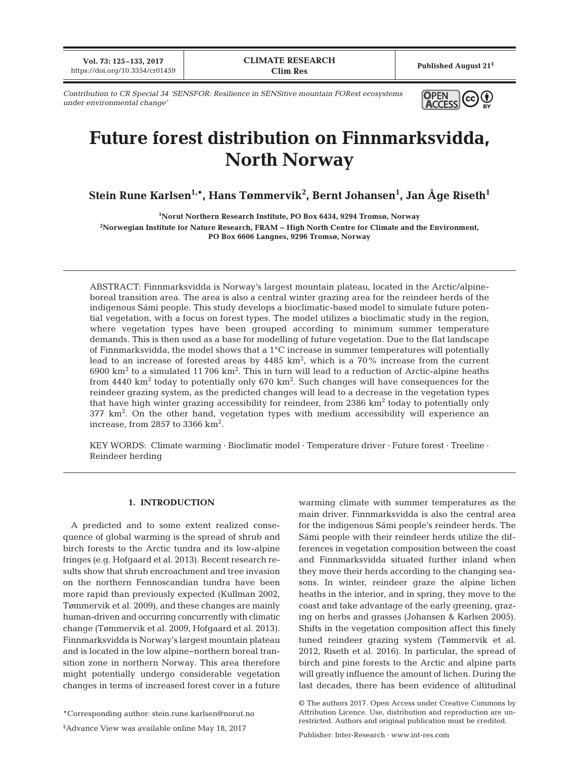Contribution to CR Special 34 'SENSFOR: Resilience in SENSitive mountain FORest ecosystems under environmental change'

# Future forest distribution on Finnmarksvidda, North Norway

**Stein Rune Karlsen[1,*], Hans Tømmervik[2], Bernt Johansen[1], Jan Åge Riseth[1]**

[1]Norut Northern Research Institute, PO Box 6434, 9294 Tromsø, Norway

[2]Norwegian Institute for Nature Research, FRAM – High North Centre for Climate and the Environment, PO Box 6606 Langnes, 9296 Tromsø, Norway

ABSTRACT: Finnmarksvidda is Norway's largest mountain plateau, located in the Arctic/alpine-boreal transition area. The area is also a central winter grazing area for the reindeer herds of the indigenous Sámi people. This study develops a bioclimatic-based model to simulate future potential vegetation, with a focus on forest types. The model utilizes a bioclimatic study in the region, where vegetation types have been grouped according to minimum summer temperature demands. This is then used as a base for modelling of future vegetation. Due to the flat landscape of Finnmarksvidda, the model shows that a 1°C increase in summer temperatures will potentially lead to an increase of forested areas by 4485 km$^2$, which is a 70% increase from the current 6900 km$^2$ to a simulated 11 706 km$^2$. This in turn will lead to a reduction of Arctic-alpine heaths from 4440 km$^2$ today to potentially only 670 km$^2$. Such changes will have consequences for the reindeer grazing system, as the predicted changes will lead to a decrease in the vegetation types that have high winter grazing accessibility for reindeer, from 2386 km$^2$ today to potentially only 377 km$^2$. On the other hand, vegetation types with medium accessibility will experience an increase, from 2857 to 3366 km$^2$.

KEY WORDS: Climate warming · Bioclimatic model · Temperature driver · Future forest · Treeline · Reindeer herding

## 1. INTRODUCTION

A predicted and to some extent realized consequence of global warming is the spread of shrub and birch forests to the Arctic tundra and its low-alpine fringes (e.g. Hofgaard et al. 2013). Recent research results show that shrub encroachment and tree invasion on the northern Fennoscandian tundra have been more rapid than previously expected (Kullman 2002, Tømmervik et al. 2009), and these changes are mainly human-driven and occurring concurrently with climatic change (Tømmervik et al. 2009, Hofgaard et al. 2013). Finnmarksvidda is Norway's largest mountain plateau and is located in the low alpine–northern boreal transition zone in northern Norway. This area therefore might potentially undergo considerable vegetation changes in terms of increased forest cover in a future warming climate with summer temperatures as the main driver. Finnmarksvidda is also the central area for the indigenous Sámi people's reindeer herds. The Sámi people with their reindeer herds utilize the differences in vegetation composition between the coast and Finnmarksvidda situated further inland when they move their herds according to the changing seasons. In winter, reindeer graze the alpine lichen heaths in the interior, and in spring, they move to the coast and take advantage of the early greening, grazing on herbs and grasses (Johansen & Karlsen 2005). Shifts in the vegetation composition affect this finely tuned reindeer grazing system (Tømmervik et al. 2012, Riseth et al. 2016). In particular, the spread of birch and pine forests to the Arctic and alpine parts will greatly influence the amount of lichen. During the last decades, there has been evidence of altitudinal

*Corresponding author: stein.rune.karlsen@norut.no

§Advance View was available online May 18, 2017

© The authors 2017. Open Access under Creative Commons by Attribution Licence. Use, distribution and reproduction are unrestricted. Authors and original publication must be credited.

Publisher: Inter-Research · www.int-res.com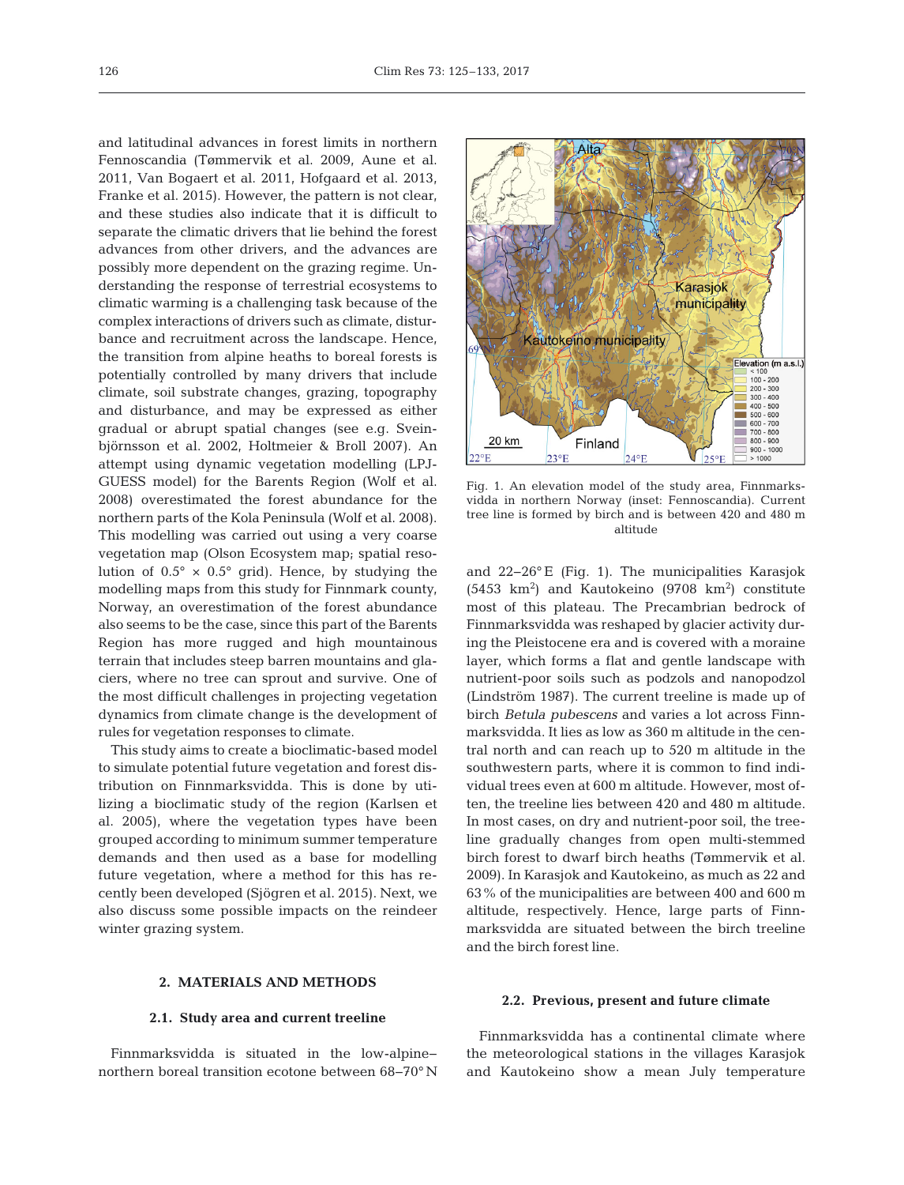and latitudinal advances in forest limits in northern Fennoscandia (Tømmervik et al. 2009, Aune et al. 2011, Van Bogaert et al. 2011, Hofgaard et al. 2013, Franke et al. 2015). However, the pattern is not clear, and these studies also indicate that it is difficult to separate the climatic drivers that lie behind the forest advances from other drivers, and the advances are possibly more dependent on the grazing regime. Understanding the response of terrestrial ecosystems to climatic warming is a challenging task because of the complex interactions of drivers such as climate, disturbance and recruitment across the landscape. Hence, the transition from alpine heaths to boreal forests is potentially controlled by many drivers that include climate, soil substrate changes, grazing, topography and disturbance, and may be expressed as either gradual or abrupt spatial changes (see e.g. Sveinbjörnsson et al. 2002, Holtmeier & Broll 2007). An attempt using dynamic vegetation modelling (LPJ-GUESS model) for the Barents Region (Wolf et al. 2008) overestimated the forest abundance for the northern parts of the Kola Peninsula (Wolf et al. 2008). This modelling was carried out using a very coarse vegetation map (Olson Ecosystem map; spatial resolution of 0.5° × 0.5° grid). Hence, by studying the modelling maps from this study for Finnmark county, Norway, an overestimation of the forest abundance also seems to be the case, since this part of the Barents Region has more rugged and high mountainous terrain that includes steep barren mountains and glaciers, where no tree can sprout and survive. One of the most difficult challenges in projecting vegetation dynamics from climate change is the development of rules for vegetation responses to climate.

This study aims to create a bioclimatic-based model to simulate potential future vegetation and forest distribution on Finnmarksvidda. This is done by utilizing a bioclimatic study of the region (Karlsen et al. 2005), where the vegetation types have been grouped according to minimum summer temperature demands and then used as a base for modelling future vegetation, where a method for this has recently been developed (Sjögren et al. 2015). Next, we also discuss some possible impacts on the reindeer winter grazing system.

Fig. 1. An elevation model of the study area, Finnmarksvidda in northern Norway (inset: Fennoscandia). Current tree line is formed by birch and is between 420 and 480 m altitude

## 2. MATERIALS AND METHODS

### 2.1. Study area and current treeline

Finnmarksvidda is situated in the low-alpine–northern boreal transition ecotone between 68–70° N and 22–26° E (Fig. 1). The municipalities Karasjok (5453 km$^2$) and Kautokeino (9708 km$^2$) constitute most of this plateau. The Precambrian bedrock of Finnmarksvidda was reshaped by glacier activity during the Pleistocene era and is covered with a moraine layer, which forms a flat and gentle landscape with nutrient-poor soils such as podzols and nanopodzol (Lindström 1987). The current treeline is made up of birch *Betula pubescens* and varies a lot across Finnmarksvidda. It lies as low as 360 m altitude in the central north and can reach up to 520 m altitude in the southwestern parts, where it is common to find individual trees even at 600 m altitude. However, most often, the treeline lies between 420 and 480 m altitude. In most cases, on dry and nutrient-poor soil, the treeline gradually changes from open multi-stemmed birch forest to dwarf birch heaths (Tømmervik et al. 2009). In Karasjok and Kautokeino, as much as 22 and 63% of the municipalities are between 400 and 600 m altitude, respectively. Hence, large parts of Finnmarksvidda are situated between the birch treeline and the birch forest line.

### 2.2. Previous, present and future climate

Finnmarksvidda has a continental climate where the meteorological stations in the villages Karasjok and Kautokeino show a mean July temperature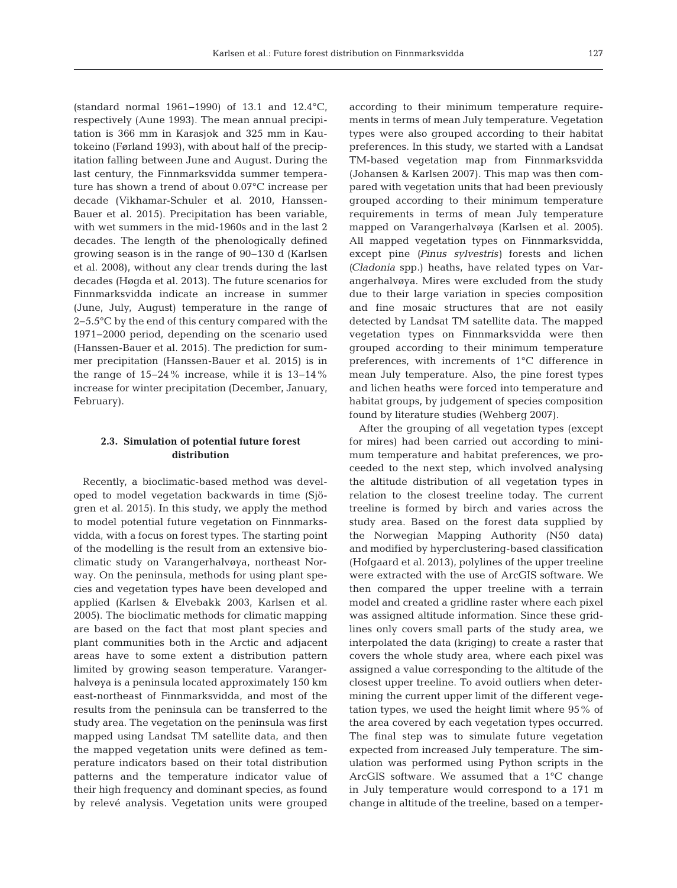(standard normal 1961–1990) of 13.1 and 12.4°C, respectively (Aune 1993). The mean annual precipitation is 366 mm in Karasjok and 325 mm in Kautokeino (Førland 1993), with about half of the precipitation falling between June and August. During the last century, the Finnmarksvidda summer temperature has shown a trend of about 0.07°C increase per decade (Vikhamar-Schuler et al. 2010, Hanssen-Bauer et al. 2015). Precipitation has been variable, with wet summers in the mid-1960s and in the last 2 decades. The length of the phenologically defined growing season is in the range of 90–130 d (Karlsen et al. 2008), without any clear trends during the last decades (Høgda et al. 2013). The future scenarios for Finnmarksvidda indicate an increase in summer (June, July, August) temperature in the range of 2–5.5°C by the end of this century compared with the 1971–2000 period, depending on the scenario used (Hanssen-Bauer et al. 2015). The prediction for summer precipitation (Hanssen-Bauer et al. 2015) is in the range of 15–24% increase, while it is 13–14% increase for winter precipitation (December, January, February).

### 2.3. Simulation of potential future forest distribution

Recently, a bioclimatic-based method was developed to model vegetation backwards in time (Sjögren et al. 2015). In this study, we apply the method to model potential future vegetation on Finnmarksvidda, with a focus on forest types. The starting point of the modelling is the result from an extensive bioclimatic study on Varangerhalvøya, northeast Norway. On the peninsula, methods for using plant species and vegetation types have been developed and applied (Karlsen & Elvebakk 2003, Karlsen et al. 2005). The bioclimatic methods for climatic mapping are based on the fact that most plant species and plant communities both in the Arctic and adjacent areas have to some extent a distribution pattern limited by growing season temperature. Varangerhalvøya is a peninsula located approximately 150 km east-northeast of Finnmarksvidda, and most of the results from the peninsula can be transferred to the study area. The vegetation on the peninsula was first mapped using Landsat TM satellite data, and then the mapped vegetation units were defined as temperature indicators based on their total distribution patterns and the temperature indicator value of their high frequency and dominant species, as found by relevé analysis. Vegetation units were grouped according to their minimum temperature requirements in terms of mean July temperature. Vegetation types were also grouped according to their habitat preferences. In this study, we started with a Landsat TM-based vegetation map from Finnmarksvidda (Johansen & Karlsen 2007). This map was then compared with vegetation units that had been previously grouped according to their minimum temperature requirements in terms of mean July temperature mapped on Varangerhalvøya (Karlsen et al. 2005). All mapped vegetation types on Finnmarksvidda, except pine (*Pinus sylvestris*) forests and lichen (*Cladonia* spp.) heaths, have related types on Varangerhalvøya. Mires were excluded from the study due to their large variation in species composition and fine mosaic structures that are not easily detected by Landsat TM satellite data. The mapped vegetation types on Finnmarksvidda were then grouped according to their minimum temperature preferences, with increments of 1°C difference in mean July temperature. Also, the pine forest types and lichen heaths were forced into temperature and habitat groups, by judgement of species composition found by literature studies (Wehberg 2007).

After the grouping of all vegetation types (except for mires) had been carried out according to minimum temperature and habitat preferences, we proceeded to the next step, which involved analysing the altitude distribution of all vegetation types in relation to the closest treeline today. The current treeline is formed by birch and varies across the study area. Based on the forest data supplied by the Norwegian Mapping Authority (N50 data) and modified by hyperclustering-based classification (Hofgaard et al. 2013), polylines of the upper treeline were extracted with the use of ArcGIS software. We then compared the upper treeline with a terrain model and created a gridline raster where each pixel was assigned altitude information. Since these gridlines only covers small parts of the study area, we interpolated the data (kriging) to create a raster that covers the whole study area, where each pixel was assigned a value corresponding to the altitude of the closest upper treeline. To avoid outliers when determining the current upper limit of the different vegetation types, we used the height limit where 95% of the area covered by each vegetation types occurred. The final step was to simulate future vegetation expected from increased July temperature. The simulation was performed using Python scripts in the ArcGIS software. We assumed that a 1°C change in July temperature would correspond to a 171 m change in altitude of the treeline, based on a temper-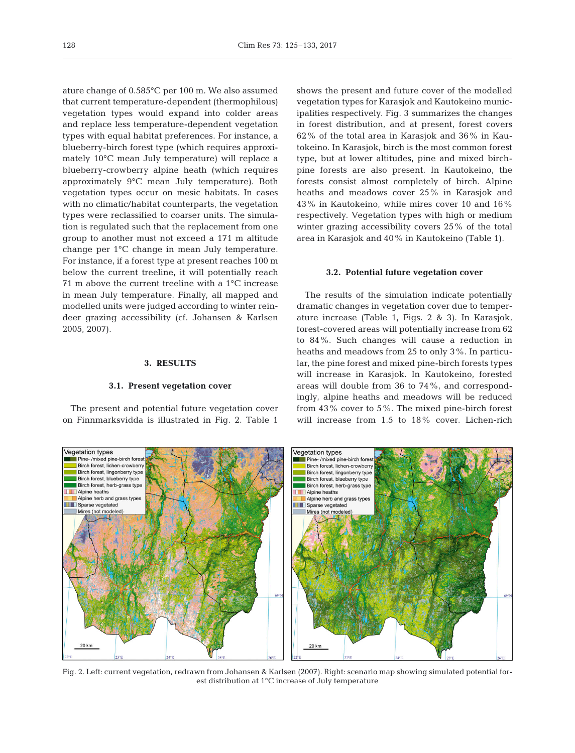ature change of 0.585°C per 100 m. We also assumed that current temperature-dependent (thermophilous) vegetation types would expand into colder areas and replace less temperature-dependent vegetation types with equal habitat preferences. For instance, a blueberry-birch forest type (which requires approximately 10°C mean July temperature) will replace a blueberry-crowberry alpine heath (which requires approximately 9°C mean July temperature). Both vegetation types occur on mesic habitats. In cases with no climatic/habitat counterparts, the vegetation types were reclassified to coarser units. The simulation is regulated such that the replacement from one group to another must not exceed a 171 m altitude change per 1°C change in mean July temperature. For instance, if a forest type at present reaches 100 m below the current treeline, it will potentially reach 71 m above the current treeline with a 1°C increase in mean July temperature. Finally, all mapped and modelled units were judged according to winter reindeer grazing accessibility (cf. Johansen & Karlsen 2005, 2007).

## 3. RESULTS

### 3.1. Present vegetation cover

The present and potential future vegetation cover on Finnmarksvidda is illustrated in Fig. 2. Table 1 shows the present and future cover of the modelled vegetation types for Karasjok and Kautokeino municipalities respectively. Fig. 3 summarizes the changes in forest distribution, and at present, forest covers 62% of the total area in Karasjok and 36% in Kautokeino. In Karasjok, birch is the most common forest type, but at lower altitudes, pine and mixed birch-pine forests are also present. In Kautokeino, the forests consist almost completely of birch. Alpine heaths and meadows cover 25% in Karasjok and 43% in Kautokeino, while mires cover 10 and 16% respectively. Vegetation types with high or medium winter grazing accessibility covers 25% of the total area in Karasjok and 40% in Kautokeino (Table 1).

### 3.2. Potential future vegetation cover

The results of the simulation indicate potentially dramatic changes in vegetation cover due to temperature increase (Table 1, Figs. 2 & 3). In Karasjok, forest-covered areas will potentially increase from 62 to 84%. Such changes will cause a reduction in heaths and meadows from 25 to only 3%. In particular, the pine forest and mixed pine-birch forests types will increase in Karasjok. In Kautokeino, forested areas will double from 36 to 74%, and correspondingly, alpine heaths and meadows will be reduced from 43% cover to 5%. The mixed pine-birch forest will increase from 1.5 to 18% cover. Lichen-rich

Fig. 2. Left: current vegetation, redrawn from Johansen & Karlsen (2007). Right: scenario map showing simulated potential forest distribution at 1°C increase of July temperature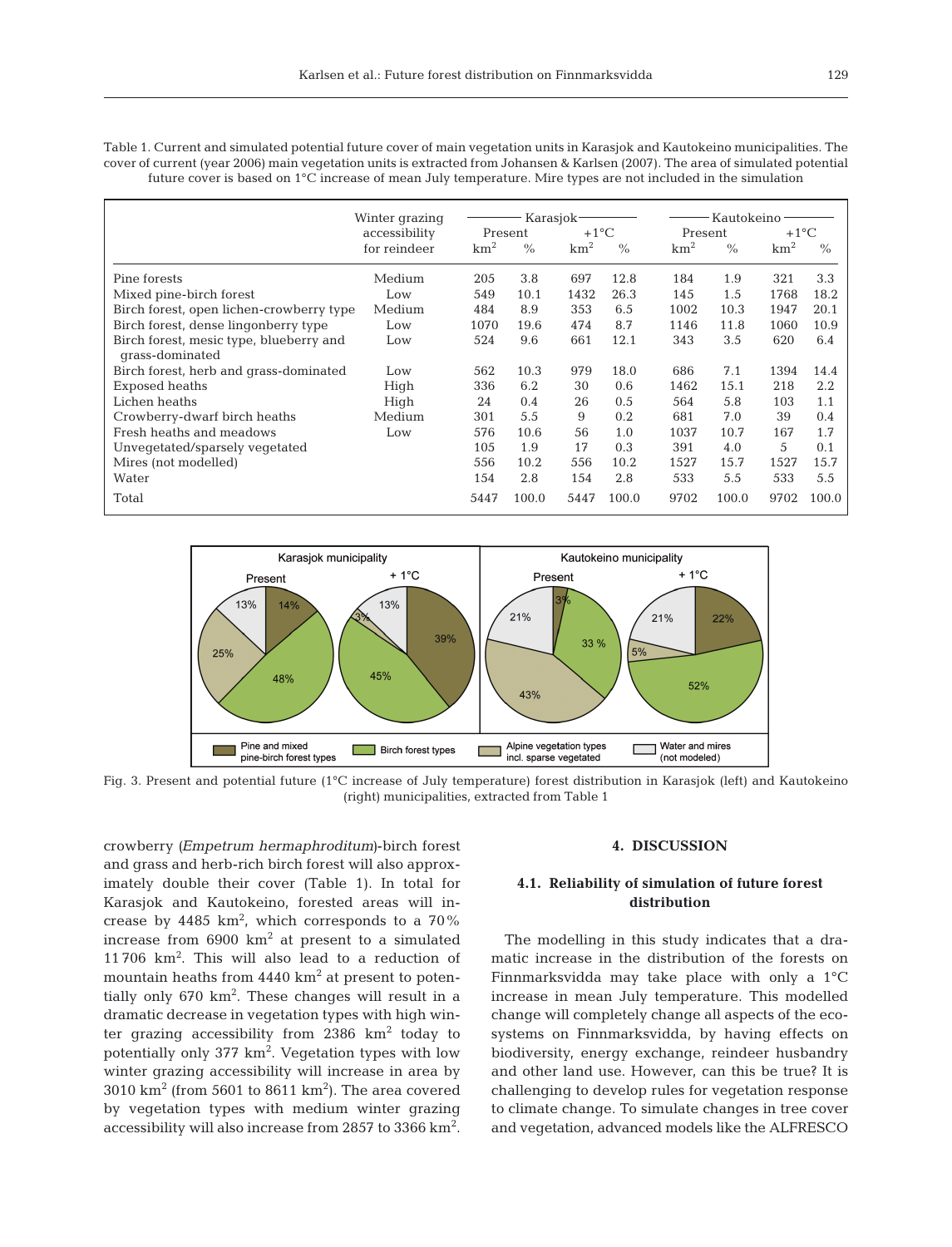Table 1. Current and simulated potential future cover of main vegetation units in Karasjok and Kautokeino municipalities. The cover of current (year 2006) main vegetation units is extracted from Johansen & Karlsen (2007). The area of simulated potential future cover is based on 1°C increase of mean July temperature. Mire types are not included in the simulation

| | Winter grazing accessibility for reindeer | Karasjok | | | | Kautokeino | | | |
|---|---|---|---|---|---|---|---|---|---|
| | | Present | | +1°C | | Present | | +1°C | |
| | | km$^2$ | % | km$^2$ | % | km$^2$ | % | km$^2$ | % |
| Pine forests | Medium | 205 | 3.8 | 697 | 12.8 | 184 | 1.9 | 321 | 3.3 |
| Mixed pine-birch forest | Low | 549 | 10.1 | 1432 | 26.3 | 145 | 1.5 | 1768 | 18.2 |
| Birch forest, open lichen-crowberry type | Medium | 484 | 8.9 | 353 | 6.5 | 1002 | 10.3 | 1947 | 20.1 |
| Birch forest, dense lingonberry type | Low | 1070 | 19.6 | 474 | 8.7 | 1146 | 11.8 | 1060 | 10.9 |
| Birch forest, mesic type, blueberry and grass-dominated | Low | 524 | 9.6 | 661 | 12.1 | 343 | 3.5 | 620 | 6.4 |
| Birch forest, herb and grass-dominated | Low | 562 | 10.3 | 979 | 18.0 | 686 | 7.1 | 1394 | 14.4 |
| Exposed heaths | High | 336 | 6.2 | 30 | 0.6 | 1462 | 15.1 | 218 | 2.2 |
| Lichen heaths | High | 24 | 0.4 | 26 | 0.5 | 564 | 5.8 | 103 | 1.1 |
| Crowberry-dwarf birch heaths | Medium | 301 | 5.5 | 9 | 0.2 | 681 | 7.0 | 39 | 0.4 |
| Fresh heaths and meadows | Low | 576 | 10.6 | 56 | 1.0 | 1037 | 10.7 | 167 | 1.7 |
| Unvegetated/sparsely vegetated | | 105 | 1.9 | 17 | 0.3 | 391 | 4.0 | 5 | 0.1 |
| Mires (not modelled) | | 556 | 10.2 | 556 | 10.2 | 1527 | 15.7 | 1527 | 15.7 |
| Water | | 154 | 2.8 | 154 | 2.8 | 533 | 5.5 | 533 | 5.5 |
| Total | | 5447 | 100.0 | 5447 | 100.0 | 9702 | 100.0 | 9702 | 100.0 |

Fig. 3. Present and potential future (1°C increase of July temperature) forest distribution in Karasjok (left) and Kautokeino (right) municipalities, extracted from Table 1

crowberry (*Empetrum hermaphroditum*)-birch forest and grass and herb-rich birch forest will also approximately double their cover (Table 1). In total for Karasjok and Kautokeino, forested areas will increase by 4485 km$^2$, which corresponds to a 70% increase from 6900 km$^2$ at present to a simulated 11706 km$^2$. This will also lead to a reduction of mountain heaths from 4440 km$^2$ at present to potentially only 670 km$^2$. These changes will result in a dramatic decrease in vegetation types with high winter grazing accessibility from 2386 km$^2$ today to potentially only 377 km$^2$. Vegetation types with low winter grazing accessibility will increase in area by 3010 km$^2$ (from 5601 to 8611 km$^2$). The area covered by vegetation types with medium winter grazing accessibility will also increase from 2857 to 3366 km$^2$.

## 4. DISCUSSION

### 4.1. Reliability of simulation of future forest distribution

The modelling in this study indicates that a dramatic increase in the distribution of the forests on Finnmarksvidda may take place with only a 1°C increase in mean July temperature. This modelled change will completely change all aspects of the ecosystems on Finnmarksvidda, by having effects on biodiversity, energy exchange, reindeer husbandry and other land use. However, can this be true? It is challenging to develop rules for vegetation response to climate change. To simulate changes in tree cover and vegetation, advanced models like the ALFRESCO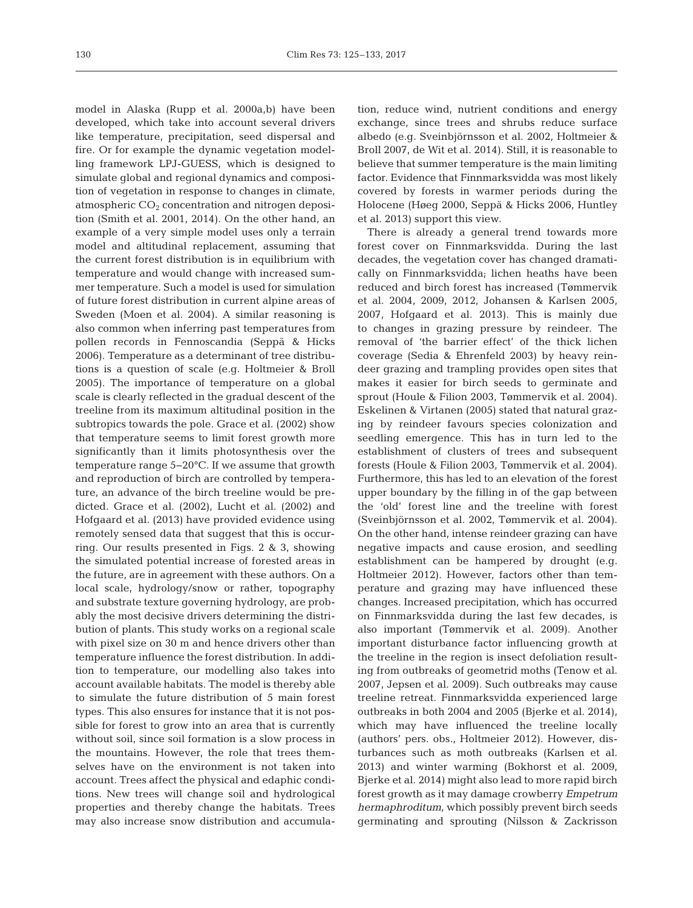model in Alaska (Rupp et al. 2000a,b) have been developed, which take into account several drivers like temperature, precipitation, seed dispersal and fire. Or for example the dynamic vegetation modelling framework LPJ-GUESS, which is designed to simulate global and regional dynamics and composition of vegetation in response to changes in climate, atmospheric $CO_2$ concentration and nitrogen deposition (Smith et al. 2001, 2014). On the other hand, an example of a very simple model uses only a terrain model and altitudinal replacement, assuming that the current forest distribution is in equilibrium with temperature and would change with increased summer temperature. Such a model is used for simulation of future forest distribution in current alpine areas of Sweden (Moen et al. 2004). A similar reasoning is also common when inferring past temperatures from pollen records in Fennoscandia (Seppä & Hicks 2006). Temperature as a determinant of tree distributions is a question of scale (e.g. Holtmeier & Broll 2005). The importance of temperature on a global scale is clearly reflected in the gradual descent of the treeline from its maximum altitudinal position in the subtropics towards the pole. Grace et al. (2002) show that temperature seems to limit forest growth more significantly than it limits photosynthesis over the temperature range 5–20°C. If we assume that growth and reproduction of birch are controlled by temperature, an advance of the birch treeline would be predicted. Grace et al. (2002), Lucht et al. (2002) and Hofgaard et al. (2013) have provided evidence using remotely sensed data that suggest that this is occurring. Our results presented in Figs. 2 & 3, showing the simulated potential increase of forested areas in the future, are in agreement with these authors. On a local scale, hydrology/snow or rather, topography and substrate texture governing hydrology, are probably the most decisive drivers determining the distribution of plants. This study works on a regional scale with pixel size on 30 m and hence drivers other than temperature influence the forest distribution. In addition to temperature, our modelling also takes into account available habitats. The model is thereby able to simulate the future distribution of 5 main forest types. This also ensures for instance that it is not possible for forest to grow into an area that is currently without soil, since soil formation is a slow process in the mountains. However, the role that trees themselves have on the environment is not taken into account. Trees affect the physical and edaphic conditions. New trees will change soil and hydrological properties and thereby change the habitats. Trees may also increase snow distribution and accumulation, reduce wind, nutrient conditions and energy exchange, since trees and shrubs reduce surface albedo (e.g. Sveinbjörnsson et al. 2002, Holtmeier & Broll 2007, de Wit et al. 2014). Still, it is reasonable to believe that summer temperature is the main limiting factor. Evidence that Finnmarksvidda was most likely covered by forests in warmer periods during the Holocene (Høeg 2000, Seppä & Hicks 2006, Huntley et al. 2013) support this view.

There is already a general trend towards more forest cover on Finnmarksvidda. During the last decades, the vegetation cover has changed dramatically on Finnmarksvidda; lichen heaths have been reduced and birch forest has increased (Tømmervik et al. 2004, 2009, 2012, Johansen & Karlsen 2005, 2007, Hofgaard et al. 2013). This is mainly due to changes in grazing pressure by reindeer. The removal of 'the barrier effect' of the thick lichen coverage (Sedia & Ehrenfeld 2003) by heavy reindeer grazing and trampling provides open sites that makes it easier for birch seeds to germinate and sprout (Houle & Filion 2003, Tømmervik et al. 2004). Eskelinen & Virtanen (2005) stated that natural grazing by reindeer favours species colonization and seedling emergence. This has in turn led to the establishment of clusters of trees and subsequent forests (Houle & Filion 2003, Tømmervik et al. 2004). Furthermore, this has led to an elevation of the forest upper boundary by the filling in of the gap between the 'old' forest line and the treeline with forest (Sveinbjörnsson et al. 2002, Tømmervik et al. 2004). On the other hand, intense reindeer grazing can have negative impacts and cause erosion, and seedling establishment can be hampered by drought (e.g. Holtmeier 2012). However, factors other than temperature and grazing may have influenced these changes. Increased precipitation, which has occurred on Finnmarksvidda during the last few decades, is also important (Tømmervik et al. 2009). Another important disturbance factor influencing growth at the treeline in the region is insect defoliation resulting from outbreaks of geometrid moths (Tenow et al. 2007, Jepsen et al. 2009). Such outbreaks may cause treeline retreat. Finnmarksvidda experienced large outbreaks in both 2004 and 2005 (Bjerke et al. 2014), which may have influenced the treeline locally (authors' pers. obs., Holtmeier 2012). However, disturbances such as moth outbreaks (Karlsen et al. 2013) and winter warming (Bokhorst et al. 2009, Bjerke et al. 2014) might also lead to more rapid birch forest growth as it may damage crowberry *Empetrum hermaphroditum*, which possibly prevent birch seeds germinating and sprouting (Nilsson & Zackrisson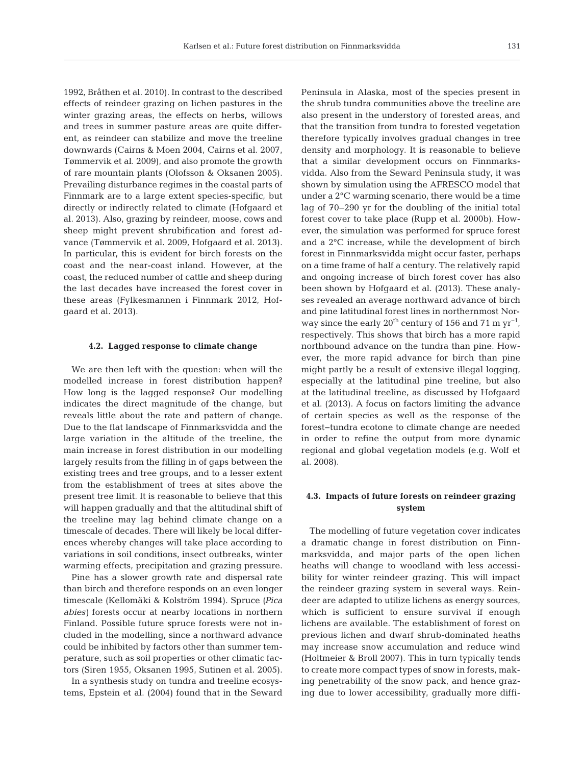1992, Bråthen et al. 2010). In contrast to the described effects of reindeer grazing on lichen pastures in the winter grazing areas, the effects on herbs, willows and trees in summer pasture areas are quite different, as reindeer can stabilize and move the treeline downwards (Cairns & Moen 2004, Cairns et al. 2007, Tømmervik et al. 2009), and also promote the growth of rare mountain plants (Olofsson & Oksanen 2005). Prevailing disturbance regimes in the coastal parts of Finnmark are to a large extent species-specific, but directly or indirectly related to climate (Hofgaard et al. 2013). Also, grazing by reindeer, moose, cows and sheep might prevent shrubification and forest advance (Tømmervik et al. 2009, Hofgaard et al. 2013). In particular, this is evident for birch forests on the coast and the near-coast inland. However, at the coast, the reduced number of cattle and sheep during the last decades have increased the forest cover in these areas (Fylkesmannen i Finnmark 2012, Hofgaard et al. 2013).

### 4.2. Lagged response to climate change

We are then left with the question: when will the modelled increase in forest distribution happen? How long is the lagged response? Our modelling indicates the direct magnitude of the change, but reveals little about the rate and pattern of change. Due to the flat landscape of Finnmarksvidda and the large variation in the altitude of the treeline, the main increase in forest distribution in our modelling largely results from the filling in of gaps between the existing trees and tree groups, and to a lesser extent from the establishment of trees at sites above the present tree limit. It is reasonable to believe that this will happen gradually and that the altitudinal shift of the treeline may lag behind climate change on a timescale of decades. There will likely be local differences whereby changes will take place according to variations in soil conditions, insect outbreaks, winter warming effects, precipitation and grazing pressure.

Pine has a slower growth rate and dispersal rate than birch and therefore responds on an even longer timescale (Kellomäki & Kolström 1994). Spruce (*Pica abies*) forests occur at nearby locations in northern Finland. Possible future spruce forests were not included in the modelling, since a northward advance could be inhibited by factors other than summer temperature, such as soil properties or other climatic factors (Siren 1955, Oksanen 1995, Sutinen et al. 2005).

In a synthesis study on tundra and treeline ecosystems, Epstein et al. (2004) found that in the Seward Peninsula in Alaska, most of the species present in the shrub tundra communities above the treeline are also present in the understory of forested areas, and that the transition from tundra to forested vegetation therefore typically involves gradual changes in tree density and morphology. It is reasonable to believe that a similar development occurs on Finnmarksvidda. Also from the Seward Peninsula study, it was shown by simulation using the AFRESCO model that under a 2°C warming scenario, there would be a time lag of 70–290 yr for the doubling of the initial total forest cover to take place (Rupp et al. 2000b). However, the simulation was performed for spruce forest and a 2°C increase, while the development of birch forest in Finnmarksvidda might occur faster, perhaps on a time frame of half a century. The relatively rapid and ongoing increase of birch forest cover has also been shown by Hofgaard et al. (2013). These analyses revealed an average northward advance of birch and pine latitudinal forest lines in northernmost Norway since the early 20$^{th}$ century of 156 and 71 m yr$^{-1}$, respectively. This shows that birch has a more rapid northbound advance on the tundra than pine. However, the more rapid advance for birch than pine might partly be a result of extensive illegal logging, especially at the latitudinal pine treeline, but also at the latitudinal treeline, as discussed by Hofgaard et al. (2013). A focus on factors limiting the advance of certain species as well as the response of the forest–tundra ecotone to climate change are needed in order to refine the output from more dynamic regional and global vegetation models (e.g. Wolf et al. 2008).

### 4.3. Impacts of future forests on reindeer grazing system

The modelling of future vegetation cover indicates a dramatic change in forest distribution on Finnmarksvidda, and major parts of the open lichen heaths will change to woodland with less accessibility for winter reindeer grazing. This will impact the reindeer grazing system in several ways. Reindeer are adapted to utilize lichens as energy sources, which is sufficient to ensure survival if enough lichens are available. The establishment of forest on previous lichen and dwarf shrub-dominated heaths may increase snow accumulation and reduce wind (Holtmeier & Broll 2007). This in turn typically tends to create more compact types of snow in forests, making penetrability of the snow pack, and hence grazing due to lower accessibility, gradually more diffi-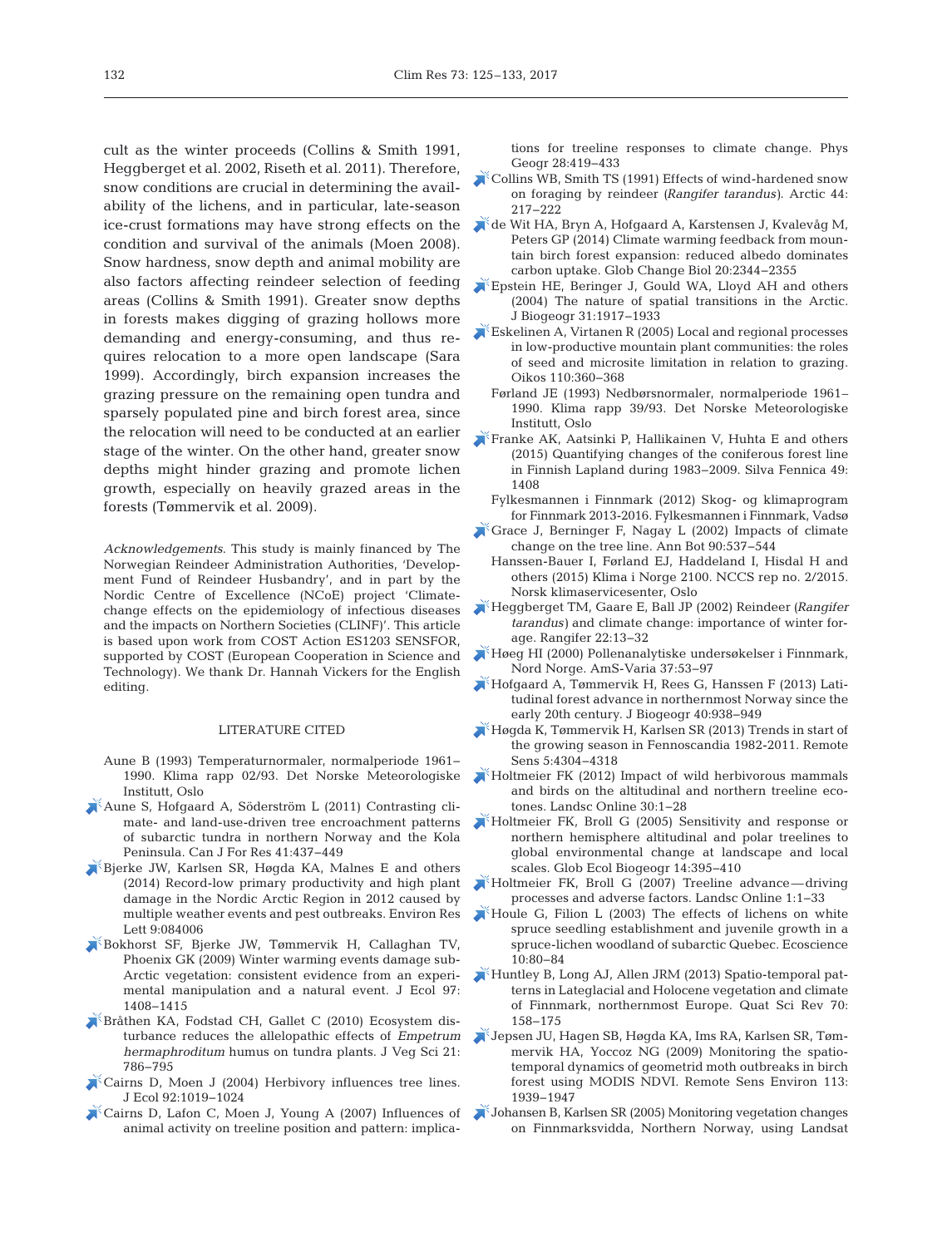cult as the winter proceeds (Collins & Smith 1991, Heggberget et al. 2002, Riseth et al. 2011). Therefore, snow conditions are crucial in determining the availability of the lichens, and in particular, late-season ice-crust formations may have strong effects on the condition and survival of the animals (Moen 2008). Snow hardness, snow depth and animal mobility are also factors affecting reindeer selection of feeding areas (Collins & Smith 1991). Greater snow depths in forests makes digging of grazing hollows more demanding and energy-consuming, and thus requires relocation to a more open landscape (Sara 1999). Accordingly, birch expansion increases the grazing pressure on the remaining open tundra and sparsely populated pine and birch forest area, since the relocation will need to be conducted at an earlier stage of the winter. On the other hand, greater snow depths might hinder grazing and promote lichen growth, especially on heavily grazed areas in the forests (Tømmervik et al. 2009).

*Acknowledgements*. This study is mainly financed by The Norwegian Reindeer Administration Authorities, 'Development Fund of Reindeer Husbandry', and in part by the Nordic Centre of Excellence (NCoE) project 'Climate-change effects on the epidemiology of infectious diseases and the impacts on Northern Societies (CLINF)'. This article is based upon work from COST Action ES1203 SENSFOR, supported by COST (European Cooperation in Science and Technology). We thank Dr. Hannah Vickers for the English editing.

## LITERATURE CITED

- Aune B (1993) Temperaturnormaler, normalperiode 1961–1990. Klima rapp 02/93. Det Norske Meteorologiske Institutt, Oslo
- Aune S, Hofgaard A, Söderström L (2011) Contrasting climate- and land-use-driven tree encroachment patterns of subarctic tundra in northern Norway and the Kola Peninsula. Can J For Res 41:437–449
- Bjerke JW, Karlsen SR, Høgda KA, Malnes E and others (2014) Record-low primary productivity and high plant damage in the Nordic Arctic Region in 2012 caused by multiple weather events and pest outbreaks. Environ Res Lett 9:084006
- Bokhorst SF, Bjerke JW, Tømmervik H, Callaghan TV, Phoenix GK (2009) Winter warming events damage sub-Arctic vegetation: consistent evidence from an experimental manipulation and a natural event. J Ecol 97: 1408–1415
- Bråthen KA, Fodstad CH, Gallet C (2010) Ecosystem disturbance reduces the allelopathic effects of *Empetrum hermaphroditum* humus on tundra plants. J Veg Sci 21: 786–795
- Cairns D, Moen J (2004) Herbivory influences tree lines. J Ecol 92:1019–1024
- Cairns D, Lafon C, Moen J, Young A (2007) Influences of animal activity on treeline position and pattern: implications for treeline responses to climate change. Phys Geogr 28:419–433
- Collins WB, Smith TS (1991) Effects of wind-hardened snow on foraging by reindeer (*Rangifer tarandus*). Arctic 44: 217–222
- de Wit HA, Bryn A, Hofgaard A, Karstensen J, Kvalevåg M, Peters GP (2014) Climate warming feedback from mountain birch forest expansion: reduced albedo dominates carbon uptake. Glob Change Biol 20:2344–2355
- Epstein HE, Beringer J, Gould WA, Lloyd AH and others (2004) The nature of spatial transitions in the Arctic. J Biogeogr 31:1917–1933
- Eskelinen A, Virtanen R (2005) Local and regional processes in low-productive mountain plant communities: the roles of seed and microsite limitation in relation to grazing. Oikos 110:360–368
- Førland JE (1993) Nedbørsnormaler, normalperiode 1961–1990. Klima rapp 39/93. Det Norske Meteorologiske Institutt, Oslo
- Franke AK, Aatsinki P, Hallikainen V, Huhta E and others (2015) Quantifying changes of the coniferous forest line in Finnish Lapland during 1983–2009. Silva Fennica 49: 1408
- Fylkesmannen i Finnmark (2012) Skog- og klimaprogram for Finnmark 2013-2016. Fylkesmannen i Finnmark, Vadsø
- Grace J, Berninger F, Nagay L (2002) Impacts of climate change on the tree line. Ann Bot 90:537–544
- Hanssen-Bauer I, Førland EJ, Haddeland I, Hisdal H and others (2015) Klima i Norge 2100. NCCS rep no. 2/2015. Norsk klimaservicesenter, Oslo
- Heggberget TM, Gaare E, Ball JP (2002) Reindeer (*Rangifer tarandus*) and climate change: importance of winter forage. Rangifer 22:13–32
- Høeg HI (2000) Pollenanalytiske undersøkelser i Finnmark, Nord Norge. AmS-Varia 37:53–97
- Hofgaard A, Tømmervik H, Rees G, Hanssen F (2013) Latitudinal forest advance in northernmost Norway since the early 20th century. J Biogeogr 40:938–949
- Høgda K, Tømmervik H, Karlsen SR (2013) Trends in start of the growing season in Fennoscandia 1982-2011. Remote Sens 5:4304–4318
- Holtmeier FK (2012) Impact of wild herbivorous mammals and birds on the altitudinal and northern treeline ecotones. Landsc Online 30:1–28
- Holtmeier FK, Broll G (2005) Sensitivity and response or northern hemisphere altitudinal and polar treelines to global environmental change at landscape and local scales. Glob Ecol Biogeogr 14:395–410
- Holtmeier FK, Broll G (2007) Treeline advance—driving processes and adverse factors. Landsc Online 1:1–33
- Houle G, Filion L (2003) The effects of lichens on white spruce seedling establishment and juvenile growth in a spruce-lichen woodland of subarctic Quebec. Ecoscience 10:80–84
- Huntley B, Long AJ, Allen JRM (2013) Spatio-temporal patterns in Lateglacial and Holocene vegetation and climate of Finnmark, northernmost Europe. Quat Sci Rev 70: 158–175
- Jepsen JU, Hagen SB, Høgda KA, Ims RA, Karlsen SR, Tømmervik HA, Yoccoz NG (2009) Monitoring the spatio-temporal dynamics of geometrid moth outbreaks in birch forest using MODIS NDVI. Remote Sens Environ 113: 1939–1947
- Johansen B, Karlsen SR (2005) Monitoring vegetation changes on Finnmarksvidda, Northern Norway, using Landsat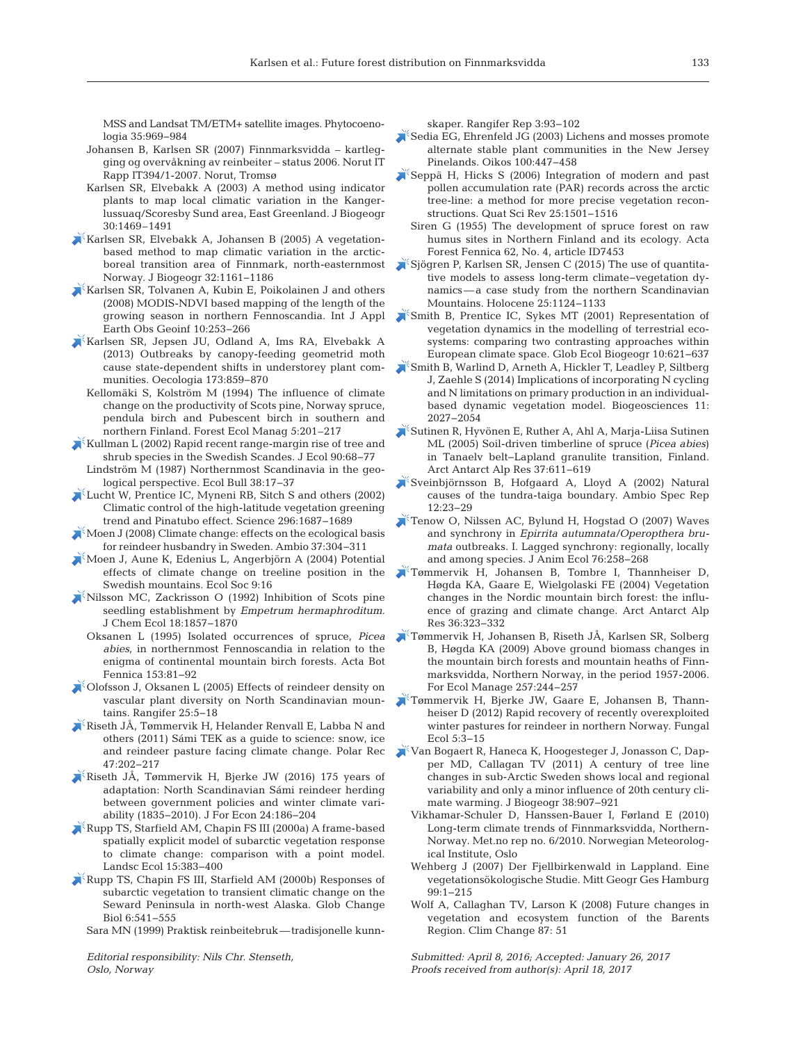MSS and Landsat TM/ETM+ satellite images. Phytocoenologia 35:969–984

Johansen B, Karlsen SR (2007) Finnmarksvidda – kartlegging og overvåkning av reinbeiter – status 2006. Norut IT Rapp IT394/1-2007. Norut, Tromsø

Karlsen SR, Elvebakk A (2003) A method using indicator plants to map local climatic variation in the Kangerlussuaq/Scoresby Sund area, East Greenland. J Biogeogr 30:1469–1491

Karlsen SR, Elvebakk A, Johansen B (2005) A vegetation-based method to map climatic variation in the arctic-boreal transition area of Finnmark, north-easternmost Norway. J Biogeogr 32:1161–1186

Karlsen SR, Tolvanen A, Kubin E, Poikolainen J and others (2008) MODIS-NDVI based mapping of the length of the growing season in northern Fennoscandia. Int J Appl Earth Obs Geoinf 10:253–266

Karlsen SR, Jepsen JU, Odland A, Ims RA, Elvebakk A (2013) Outbreaks by canopy-feeding geometrid moth cause state-dependent shifts in understorey plant communities. Oecologia 173:859–870

Kellomäki S, Kolström M (1994) The influence of climate change on the productivity of Scots pine, Norway spruce, pendula birch and Pubescent birch in southern and northern Finland. Forest Ecol Manag 5:201–217

Kullman L (2002) Rapid recent range-margin rise of tree and shrub species in the Swedish Scandes. J Ecol 90:68–77

Lindström M (1987) Northernmost Scandinavia in the geological perspective. Ecol Bull 38:17–37

Lucht W, Prentice IC, Myneni RB, Sitch S and others (2002) Climatic control of the high-latitude vegetation greening trend and Pinatubo effect. Science 296:1687–1689

Moen J (2008) Climate change: effects on the ecological basis for reindeer husbandry in Sweden. Ambio 37:304–311

Moen J, Aune K, Edenius L, Angerbjörn A (2004) Potential effects of climate change on treeline position in the Swedish mountains. Ecol Soc 9:16

Nilsson MC, Zackrisson O (1992) Inhibition of Scots pine seedling establishment by *Empetrum hermaphroditum.* J Chem Ecol 18:1857–1870

Oksanen L (1995) Isolated occurrences of spruce, *Picea abies*, in northernmost Fennoscandia in relation to the enigma of continental mountain birch forests. Acta Bot Fennica 153:81–92

Olofsson J, Oksanen L (2005) Effects of reindeer density on vascular plant diversity on North Scandinavian mountains. Rangifer 25:5–18

Riseth JÅ, Tømmervik H, Helander Renvall E, Labba N and others (2011) Sámi TEK as a guide to science: snow, ice and reindeer pasture facing climate change. Polar Rec 47:202–217

Riseth JÅ, Tømmervik H, Bjerke JW (2016) 175 years of adaptation: North Scandinavian Sámi reindeer herding between government policies and winter climate variability (1835–2010). J For Econ 24:186–204

Rupp TS, Starfield AM, Chapin FS III (2000a) A frame-based spatially explicit model of subarctic vegetation response to climate change: comparison with a point model. Landsc Ecol 15:383–400

Rupp TS, Chapin FS III, Starfield AM (2000b) Responses of subarctic vegetation to transient climatic change on the Seward Peninsula in north-west Alaska. Glob Change Biol 6:541–555

Sara MN (1999) Praktisk reinbeitebruk — tradisjonelle kunnskaper. Rangifer Rep 3:93–102

Sedia EG, Ehrenfeld JG (2003) Lichens and mosses promote alternate stable plant communities in the New Jersey Pinelands. Oikos 100:447–458

Seppä H, Hicks S (2006) Integration of modern and past pollen accumulation rate (PAR) records across the arctic tree-line: a method for more precise vegetation reconstructions. Quat Sci Rev 25:1501–1516

Siren G (1955) The development of spruce forest on raw humus sites in Northern Finland and its ecology. Acta Forest Fennica 62, No. 4, article ID7453

Sjögren P, Karlsen SR, Jensen C (2015) The use of quantitative models to assess long-term climate–vegetation dynamics — a case study from the northern Scandinavian Mountains. Holocene 25:1124–1133

Smith B, Prentice IC, Sykes MT (2001) Representation of vegetation dynamics in the modelling of terrestrial ecosystems: comparing two contrasting approaches within European climate space. Glob Ecol Biogeogr 10:621–637

Smith B, Warlind D, Arneth A, Hickler T, Leadley P, Siltberg J, Zaehle S (2014) Implications of incorporating N cycling and N limitations on primary production in an individual-based dynamic vegetation model. Biogeosciences 11: 2027–2054

Sutinen R, Hyvönen E, Ruther A, Ahl A, Marja-Liisa Sutinen ML (2005) Soil-driven timberline of spruce (*Picea abies*) in Tanaelv belt–Lapland granulite transition, Finland. Arct Antarct Alp Res 37:611–619

Sveinbjörnsson B, Hofgaard A, Lloyd A (2002) Natural causes of the tundra-taiga boundary. Ambio Spec Rep 12:23–29

Tenow O, Nilssen AC, Bylund H, Hogstad O (2007) Waves and synchrony in *Epirrita autumnata/Operopthera brumata* outbreaks. I. Lagged synchrony: regionally, locally and among species. J Anim Ecol 76:258–268

Tømmervik H, Johansen B, Tombre I, Thannheiser D, Høgda KA, Gaare E, Wielgolaski FE (2004) Vegetation changes in the Nordic mountain birch forest: the influence of grazing and climate change. Arct Antarct Alp Res 36:323–332

Tømmervik H, Johansen B, Riseth JÅ, Karlsen SR, Solberg B, Høgda KA (2009) Above ground biomass changes in the mountain birch forests and mountain heaths of Finnmarksvidda, Northern Norway, in the period 1957-2006. For Ecol Manage 257:244–257

Tømmervik H, Bjerke JW, Gaare E, Johansen B, Thannheiser D (2012) Rapid recovery of recently overexploited winter pastures for reindeer in northern Norway. Fungal Ecol 5:3–15

Van Bogaert R, Haneca K, Hoogesteger J, Jonasson C, Dapper MD, Callagan TV (2011) A century of tree line changes in sub-Arctic Sweden shows local and regional variability and only a minor influence of 20th century climate warming. J Biogeogr 38:907–921

Vikhamar-Schuler D, Hanssen-Bauer I, Førland E (2010) Long-term climate trends of Finnmarksvidda, Northern-Norway. Met.no rep no. 6/2010. Norwegian Meteorological Institute, Oslo

Wehberg J (2007) Der Fjellbirkenwald in Lappland. Eine vegetationsökologische Studie. Mitt Geogr Ges Hamburg 99:1–215

Wolf A, Callaghan TV, Larson K (2008) Future changes in vegetation and ecosystem function of the Barents Region. Clim Change 87: 51

*Editorial responsibility: Nils Chr. Stenseth, Oslo, Norway*

*Submitted: April 8, 2016; Accepted: January 26, 2017*
*Proofs received from author(s): April 18, 2017*